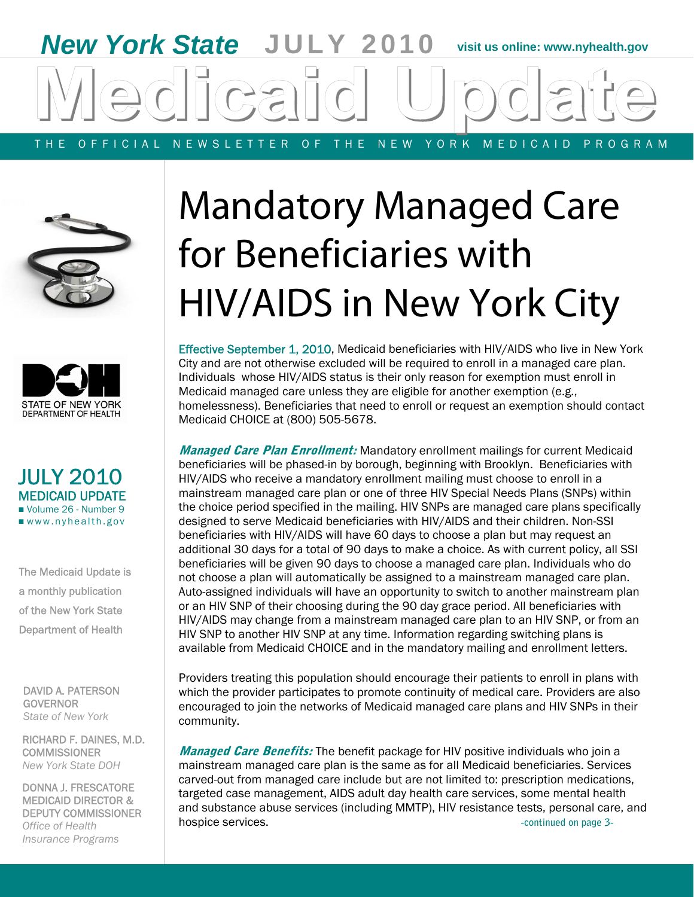New York State JULY 2010 visit us online: www.nyhealth.gov

# Medicaid Update

THE OFFICIAL NEWSLETTER OF THE NEW YORK MEDICAID PROGRAM

STATE OF NEW YORK
DEPARTMENT OF HEALTH

JULY 2010
MEDICAID UPDATE
- Volume 26 - Number 9
- www.nyhealth.gov

The Medicaid Update is a monthly publication of the New York State Department of Health

DAVID A. PATERSON
GOVERNOR
*State of New York*

RICHARD F. DAINES, M.D.
COMMISSIONER
*New York State DOH*

DONNA J. FRESCATORE
MEDICAID DIRECTOR & DEPUTY COMMISSIONER
*Office of Health Insurance Programs*

## Mandatory Managed Care for Beneficiaries with HIV/AIDS in New York City

Effective September 1, 2010, Medicaid beneficiaries with HIV/AIDS who live in New York City and are not otherwise excluded will be required to enroll in a managed care plan. Individuals whose HIV/AIDS status is their only reason for exemption must enroll in Medicaid managed care unless they are eligible for another exemption (e.g., homelessness). Beneficiaries that need to enroll or request an exemption should contact Medicaid CHOICE at (800) 505-5678.

***Managed Care Plan Enrollment:*** Mandatory enrollment mailings for current Medicaid beneficiaries will be phased-in by borough, beginning with Brooklyn. Beneficiaries with HIV/AIDS who receive a mandatory enrollment mailing must choose to enroll in a mainstream managed care plan or one of three HIV Special Needs Plans (SNPs) within the choice period specified in the mailing. HIV SNPs are managed care plans specifically designed to serve Medicaid beneficiaries with HIV/AIDS and their children. Non-SSI beneficiaries with HIV/AIDS will have 60 days to choose a plan but may request an additional 30 days for a total of 90 days to make a choice. As with current policy, all SSI beneficiaries will be given 90 days to choose a managed care plan. Individuals who do not choose a plan will automatically be assigned to a mainstream managed care plan. Auto-assigned individuals will have an opportunity to switch to another mainstream plan or an HIV SNP of their choosing during the 90 day grace period. All beneficiaries with HIV/AIDS may change from a mainstream managed care plan to an HIV SNP, or from an HIV SNP to another HIV SNP at any time. Information regarding switching plans is available from Medicaid CHOICE and in the mandatory mailing and enrollment letters.

Providers treating this population should encourage their patients to enroll in plans with which the provider participates to promote continuity of medical care. Providers are also encouraged to join the networks of Medicaid managed care plans and HIV SNPs in their community.

***Managed Care Benefits:*** The benefit package for HIV positive individuals who join a mainstream managed care plan is the same as for all Medicaid beneficiaries. Services carved-out from managed care include but are not limited to: prescription medications, targeted case management, AIDS adult day health care services, some mental health and substance abuse services (including MMTP), HIV resistance tests, personal care, and hospice services.

-continued on page 3-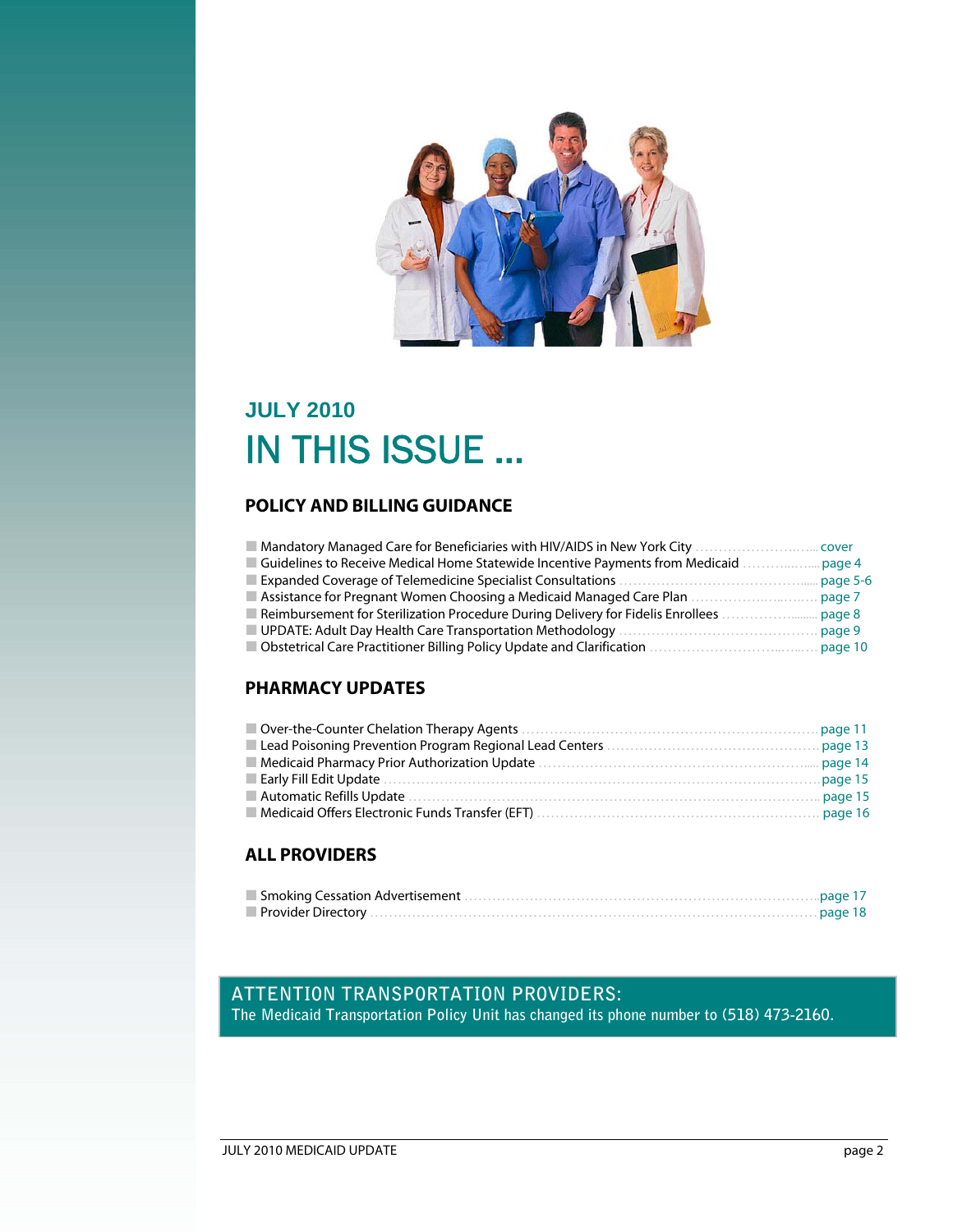## JULY 2010

# IN THIS ISSUE ...

### POLICY AND BILLING GUIDANCE

- Mandatory Managed Care for Beneficiaries with HIV/AIDS in New York City ........................ cover
- Guidelines to Receive Medical Home Statewide Incentive Payments from Medicaid ........................ page 4
- Expanded Coverage of Telemedicine Specialist Consultations ........................ page 5-6
- Assistance for Pregnant Women Choosing a Medicaid Managed Care Plan ........................ page 7
- Reimbursement for Sterilization Procedure During Delivery for Fidelis Enrollees ........................ page 8
- UPDATE: Adult Day Health Care Transportation Methodology ........................ page 9
- Obstetrical Care Practitioner Billing Policy Update and Clarification ........................ page 10

### PHARMACY UPDATES

- Over-the-Counter Chelation Therapy Agents ........................ page 11
- Lead Poisoning Prevention Program Regional Lead Centers ........................ page 13
- Medicaid Pharmacy Prior Authorization Update ........................ page 14
- Early Fill Edit Update ........................ page 15
- Automatic Refills Update ........................ page 15
- Medicaid Offers Electronic Funds Transfer (EFT) ........................ page 16

### ALL PROVIDERS

- Smoking Cessation Advertisement ........................ page 17
- Provider Directory ........................ page 18

**ATTENTION TRANSPORTATION PROVIDERS:**
**The Medicaid Transportation Policy Unit has changed its phone number to (518) 473-2160.**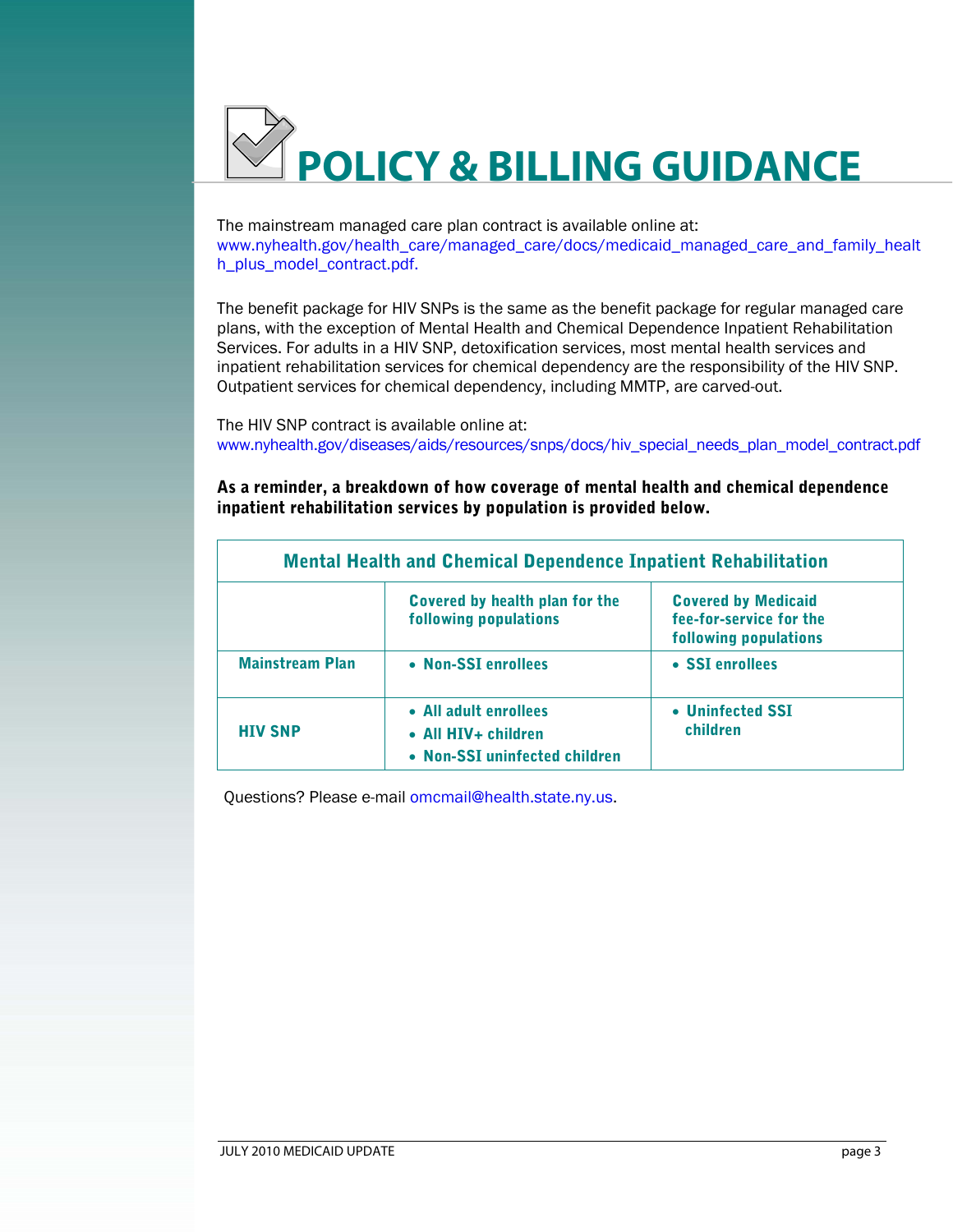# POLICY & BILLING GUIDANCE

The mainstream managed care plan contract is available online at: www.nyhealth.gov/health_care/managed_care/docs/medicaid_managed_care_and_family_health_plus_model_contract.pdf.

The benefit package for HIV SNPs is the same as the benefit package for regular managed care plans, with the exception of Mental Health and Chemical Dependence Inpatient Rehabilitation Services. For adults in a HIV SNP, detoxification services, most mental health services and inpatient rehabilitation services for chemical dependency are the responsibility of the HIV SNP. Outpatient services for chemical dependency, including MMTP, are carved-out.

The HIV SNP contract is available online at: www.nyhealth.gov/diseases/aids/resources/snps/docs/hiv_special_needs_plan_model_contract.pdf

**As a reminder, a breakdown of how coverage of mental health and chemical dependence inpatient rehabilitation services by population is provided below.**

| Mental Health and Chemical Dependence Inpatient Rehabilitation | | |
|---|---|---|
| | **Covered by health plan for the following populations** | **Covered by Medicaid fee-for-service for the following populations** |
| **Mainstream Plan** | • Non-SSI enrollees | • SSI enrollees |
| **HIV SNP** | • All adult enrollees<br>• All HIV+ children<br>• Non-SSI uninfected children | • Uninfected SSI children |

Questions? Please e-mail omcmail@health.state.ny.us.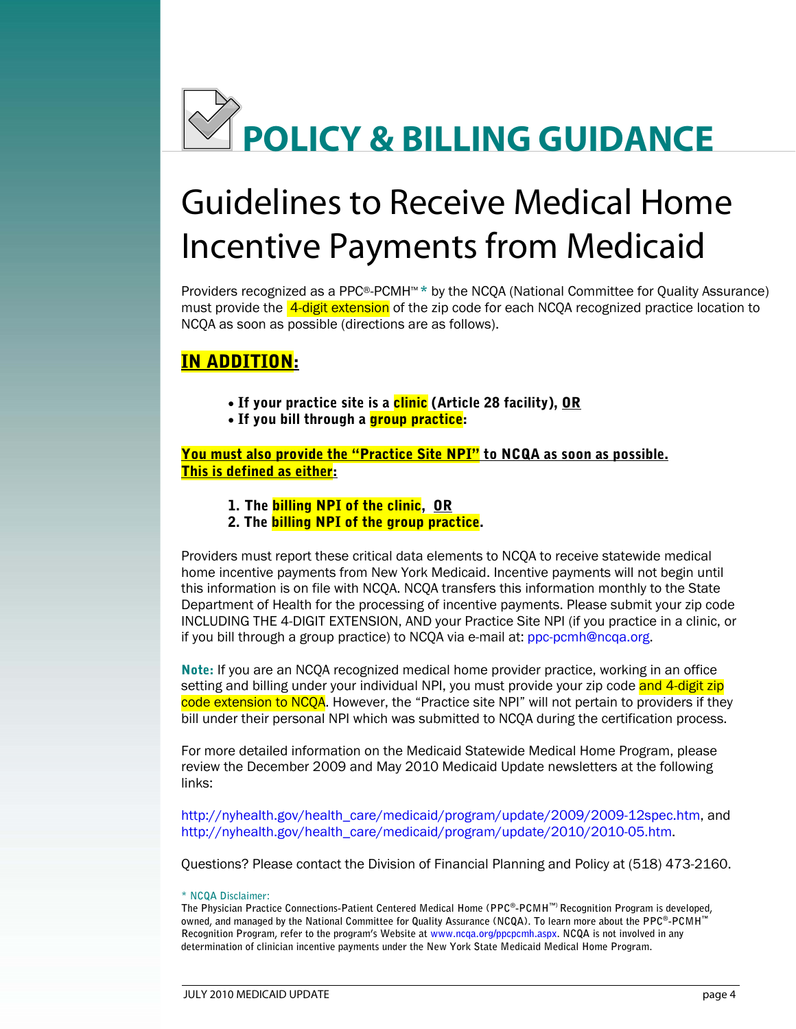# POLICY & BILLING GUIDANCE

## Guidelines to Receive Medical Home Incentive Payments from Medicaid

Providers recognized as a PPC®-PCMH™ * by the NCQA (National Committee for Quality Assurance) must provide the 4-digit extension of the zip code for each NCQA recognized practice location to NCQA as soon as possible (directions are as follows).

### IN ADDITION:

- **If your practice site is a clinic (Article 28 facility), OR**
- **If you bill through a group practice:**

**You must also provide the "Practice Site NPI" to NCQA as soon as possible. This is defined as either:**

1. **The billing NPI of the clinic, OR**
2. **The billing NPI of the group practice.**

Providers must report these critical data elements to NCQA to receive statewide medical home incentive payments from New York Medicaid. Incentive payments will not begin until this information is on file with NCQA. NCQA transfers this information monthly to the State Department of Health for the processing of incentive payments. Please submit your zip code INCLUDING THE 4-DIGIT EXTENSION, AND your Practice Site NPI (if you practice in a clinic, or if you bill through a group practice) to NCQA via e-mail at: ppc-pcmh@ncqa.org.

**Note:** If you are an NCQA recognized medical home provider practice, working in an office setting and billing under your individual NPI, you must provide your zip code and 4-digit zip code extension to NCQA. However, the "Practice site NPI" will not pertain to providers if they bill under their personal NPI which was submitted to NCQA during the certification process.

For more detailed information on the Medicaid Statewide Medical Home Program, please review the December 2009 and May 2010 Medicaid Update newsletters at the following links:

http://nyhealth.gov/health_care/medicaid/program/update/2009/2009-12spec.htm, and http://nyhealth.gov/health_care/medicaid/program/update/2010/2010-05.htm.

Questions? Please contact the Division of Financial Planning and Policy at (518) 473-2160.

\* NCQA Disclaimer:
The Physician Practice Connections-Patient Centered Medical Home (PPC®-PCMH™) Recognition Program is developed, owned, and managed by the National Committee for Quality Assurance (NCQA). To learn more about the PPC®-PCMH™ Recognition Program, refer to the program's Website at www.ncqa.org/ppcpcmh.aspx. NCQA is not involved in any determination of clinician incentive payments under the New York State Medicaid Medical Home Program.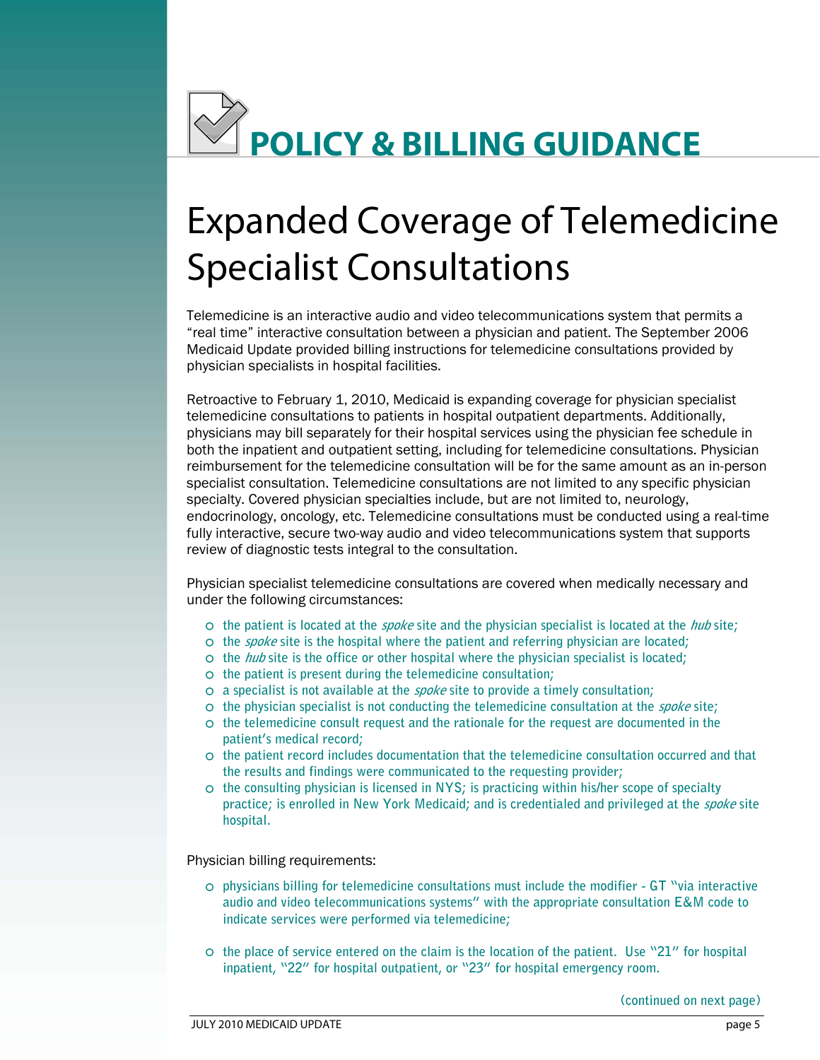# POLICY & BILLING GUIDANCE

## Expanded Coverage of Telemedicine Specialist Consultations

Telemedicine is an interactive audio and video telecommunications system that permits a "real time" interactive consultation between a physician and patient. The September 2006 Medicaid Update provided billing instructions for telemedicine consultations provided by physician specialists in hospital facilities.

Retroactive to February 1, 2010, Medicaid is expanding coverage for physician specialist telemedicine consultations to patients in hospital outpatient departments. Additionally, physicians may bill separately for their hospital services using the physician fee schedule in both the inpatient and outpatient setting, including for telemedicine consultations. Physician reimbursement for the telemedicine consultation will be for the same amount as an in-person specialist consultation. Telemedicine consultations are not limited to any specific physician specialty. Covered physician specialties include, but are not limited to, neurology, endocrinology, oncology, etc. Telemedicine consultations must be conducted using a real-time fully interactive, secure two-way audio and video telecommunications system that supports review of diagnostic tests integral to the consultation.

Physician specialist telemedicine consultations are covered when medically necessary and under the following circumstances:

- the patient is located at the *spoke* site and the physician specialist is located at the *hub* site;
- the *spoke* site is the hospital where the patient and referring physician are located;
- the *hub* site is the office or other hospital where the physician specialist is located;
- the patient is present during the telemedicine consultation;
- a specialist is not available at the *spoke* site to provide a timely consultation;
- the physician specialist is not conducting the telemedicine consultation at the *spoke* site;
- the telemedicine consult request and the rationale for the request are documented in the patient's medical record;
- the patient record includes documentation that the telemedicine consultation occurred and that the results and findings were communicated to the requesting provider;
- the consulting physician is licensed in NYS; is practicing within his/her scope of specialty practice; is enrolled in New York Medicaid; and is credentialed and privileged at the *spoke* site hospital.

Physician billing requirements:

- physicians billing for telemedicine consultations must include the modifier - GT "via interactive audio and video telecommunications systems" with the appropriate consultation E&M code to indicate services were performed via telemedicine;
- the place of service entered on the claim is the location of the patient. Use "21" for hospital inpatient, "22" for hospital outpatient, or "23" for hospital emergency room.

(continued on next page)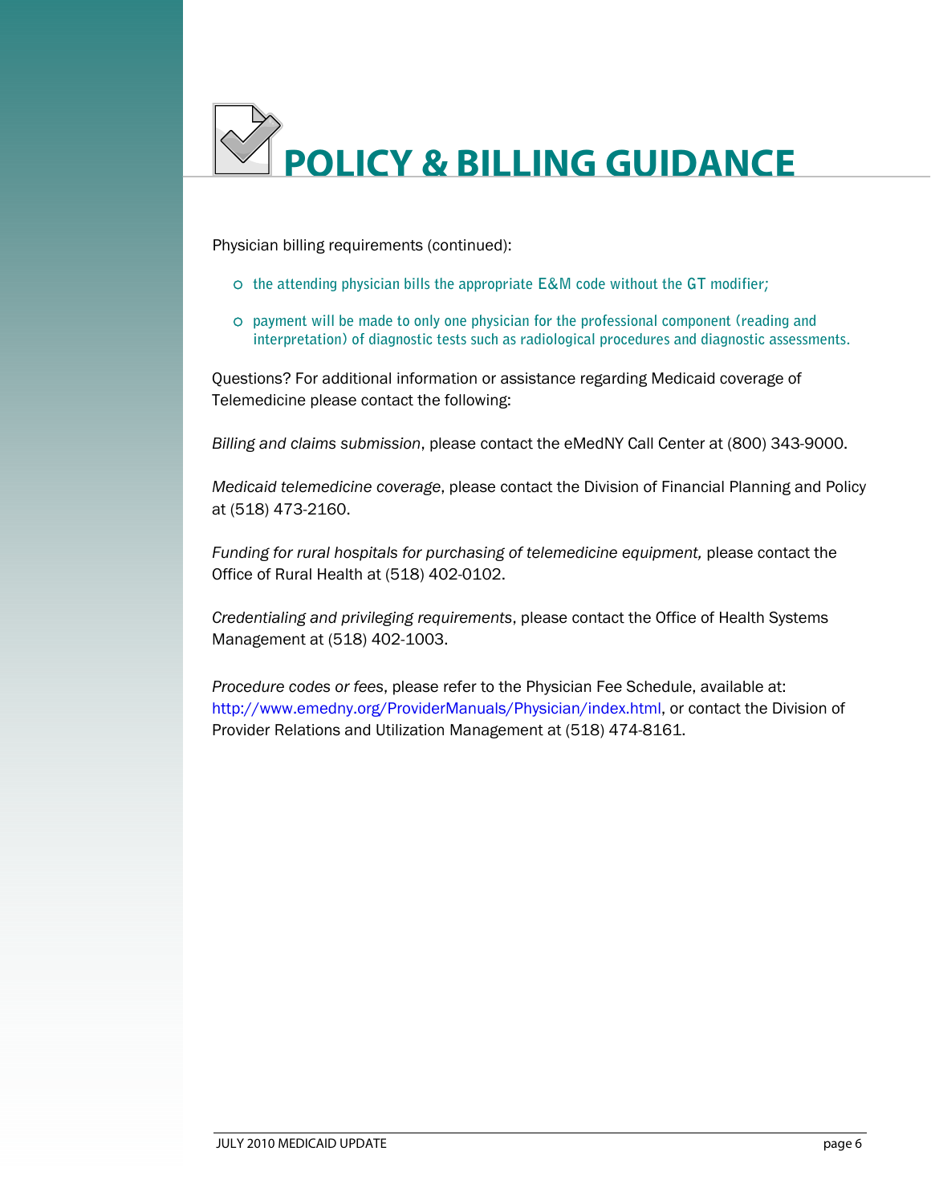# POLICY & BILLING GUIDANCE

Physician billing requirements (continued):

- the attending physician bills the appropriate E&M code without the GT modifier;
- payment will be made to only one physician for the professional component (reading and interpretation) of diagnostic tests such as radiological procedures and diagnostic assessments.

Questions? For additional information or assistance regarding Medicaid coverage of Telemedicine please contact the following:

*Billing and claims submission*, please contact the eMedNY Call Center at (800) 343-9000.

*Medicaid telemedicine coverage*, please contact the Division of Financial Planning and Policy at (518) 473-2160.

*Funding for rural hospitals for purchasing of telemedicine equipment,* please contact the Office of Rural Health at (518) 402-0102.

*Credentialing and privileging requirements*, please contact the Office of Health Systems Management at (518) 402-1003.

*Procedure codes or fees*, please refer to the Physician Fee Schedule, available at: http://www.emedny.org/ProviderManuals/Physician/index.html, or contact the Division of Provider Relations and Utilization Management at (518) 474-8161.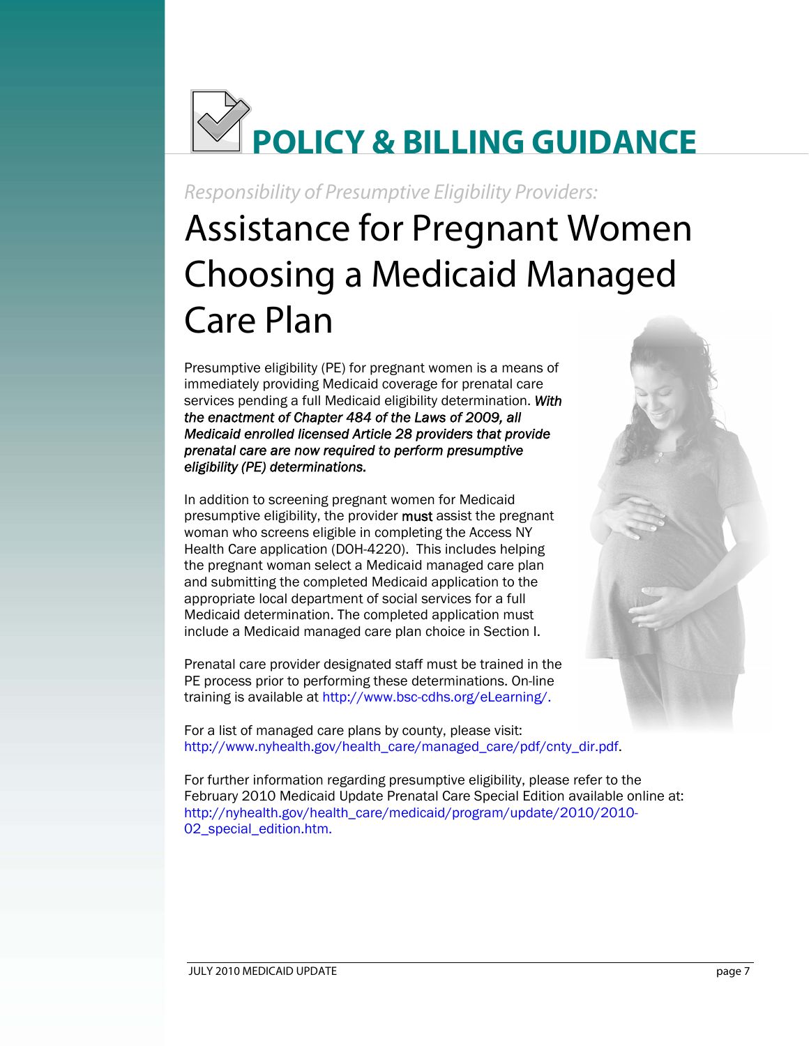# POLICY & BILLING GUIDANCE

*Responsibility of Presumptive Eligibility Providers:*

## Assistance for Pregnant Women Choosing a Medicaid Managed Care Plan

Presumptive eligibility (PE) for pregnant women is a means of immediately providing Medicaid coverage for prenatal care services pending a full Medicaid eligibility determination. ***With the enactment of Chapter 484 of the Laws of 2009, all Medicaid enrolled licensed Article 28 providers that provide prenatal care are now required to perform presumptive eligibility (PE) determinations.***

In addition to screening pregnant women for Medicaid presumptive eligibility, the provider **must** assist the pregnant woman who screens eligible in completing the Access NY Health Care application (DOH-4220). This includes helping the pregnant woman select a Medicaid managed care plan and submitting the completed Medicaid application to the appropriate local department of social services for a full Medicaid determination. The completed application must include a Medicaid managed care plan choice in Section I.

Prenatal care provider designated staff must be trained in the PE process prior to performing these determinations. On-line training is available at http://www.bsc-cdhs.org/eLearning/.

For a list of managed care plans by county, please visit: http://www.nyhealth.gov/health_care/managed_care/pdf/cnty_dir.pdf.

For further information regarding presumptive eligibility, please refer to the February 2010 Medicaid Update Prenatal Care Special Edition available online at: http://nyhealth.gov/health_care/medicaid/program/update/2010/2010-02_special_edition.htm.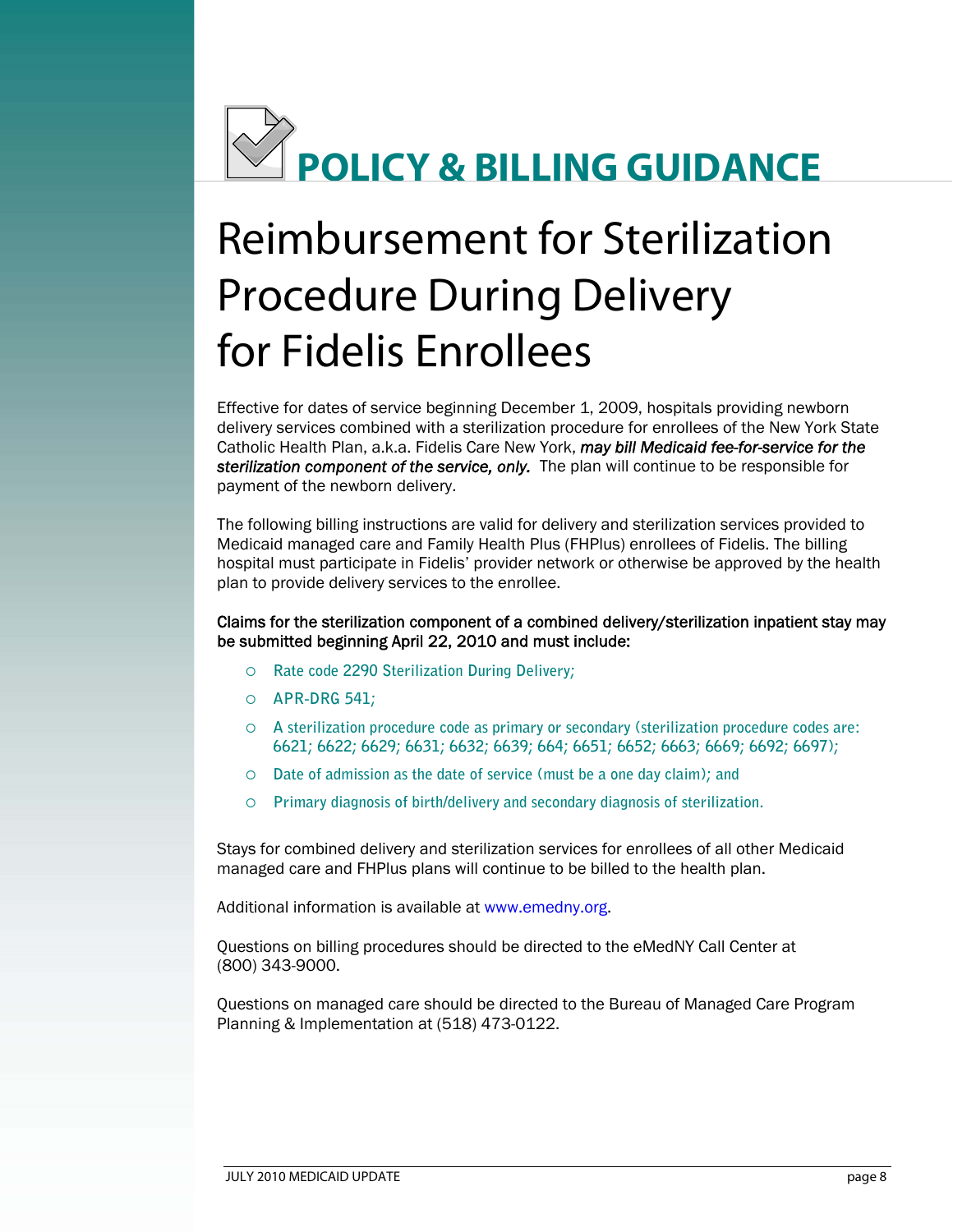# POLICY & BILLING GUIDANCE

## Reimbursement for Sterilization Procedure During Delivery for Fidelis Enrollees

Effective for dates of service beginning December 1, 2009, hospitals providing newborn delivery services combined with a sterilization procedure for enrollees of the New York State Catholic Health Plan, a.k.a. Fidelis Care New York, ***may bill Medicaid fee-for-service for the sterilization component of the service, only.*** The plan will continue to be responsible for payment of the newborn delivery.

The following billing instructions are valid for delivery and sterilization services provided to Medicaid managed care and Family Health Plus (FHPlus) enrollees of Fidelis. The billing hospital must participate in Fidelis' provider network or otherwise be approved by the health plan to provide delivery services to the enrollee.

**Claims for the sterilization component of a combined delivery/sterilization inpatient stay may be submitted beginning April 22, 2010 and must include:**

- Rate code 2290 Sterilization During Delivery;
- APR-DRG 541;
- A sterilization procedure code as primary or secondary (sterilization procedure codes are: 6621; 6622; 6629; 6631; 6632; 6639; 664; 6651; 6652; 6663; 6669; 6692; 6697);
- Date of admission as the date of service (must be a one day claim); and
- Primary diagnosis of birth/delivery and secondary diagnosis of sterilization.

Stays for combined delivery and sterilization services for enrollees of all other Medicaid managed care and FHPlus plans will continue to be billed to the health plan.

Additional information is available at www.emedny.org.

Questions on billing procedures should be directed to the eMedNY Call Center at (800) 343-9000.

Questions on managed care should be directed to the Bureau of Managed Care Program Planning & Implementation at (518) 473-0122.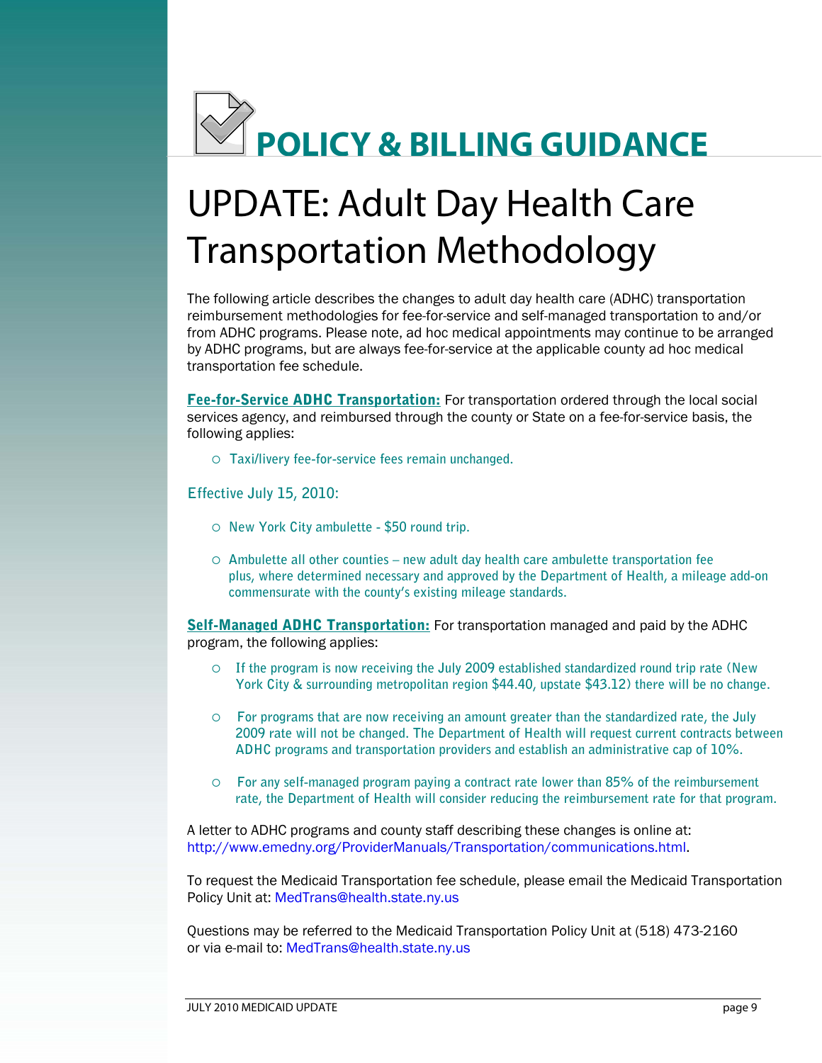# POLICY & BILLING GUIDANCE

## UPDATE: Adult Day Health Care Transportation Methodology

The following article describes the changes to adult day health care (ADHC) transportation reimbursement methodologies for fee-for-service and self-managed transportation to and/or from ADHC programs. Please note, ad hoc medical appointments may continue to be arranged by ADHC programs, but are always fee-for-service at the applicable county ad hoc medical transportation fee schedule.

**Fee-for-Service ADHC Transportation:** For transportation ordered through the local social services agency, and reimbursed through the county or State on a fee-for-service basis, the following applies:

- Taxi/livery fee-for-service fees remain unchanged.

**Effective July 15, 2010:**

- New York City ambulette - $50 round trip.
- Ambulette all other counties – new adult day health care ambulette transportation fee plus, where determined necessary and approved by the Department of Health, a mileage add-on commensurate with the county's existing mileage standards.

**Self-Managed ADHC Transportation:** For transportation managed and paid by the ADHC program, the following applies:

- If the program is now receiving the July 2009 established standardized round trip rate (New York City & surrounding metropolitan region $44.40, upstate $43.12) there will be no change.
- For programs that are now receiving an amount greater than the standardized rate, the July 2009 rate will not be changed. The Department of Health will request current contracts between ADHC programs and transportation providers and establish an administrative cap of 10%.
- For any self-managed program paying a contract rate lower than 85% of the reimbursement rate, the Department of Health will consider reducing the reimbursement rate for that program.

A letter to ADHC programs and county staff describing these changes is online at: http://www.emedny.org/ProviderManuals/Transportation/communications.html.

To request the Medicaid Transportation fee schedule, please email the Medicaid Transportation Policy Unit at: MedTrans@health.state.ny.us

Questions may be referred to the Medicaid Transportation Policy Unit at (518) 473-2160 or via e-mail to: MedTrans@health.state.ny.us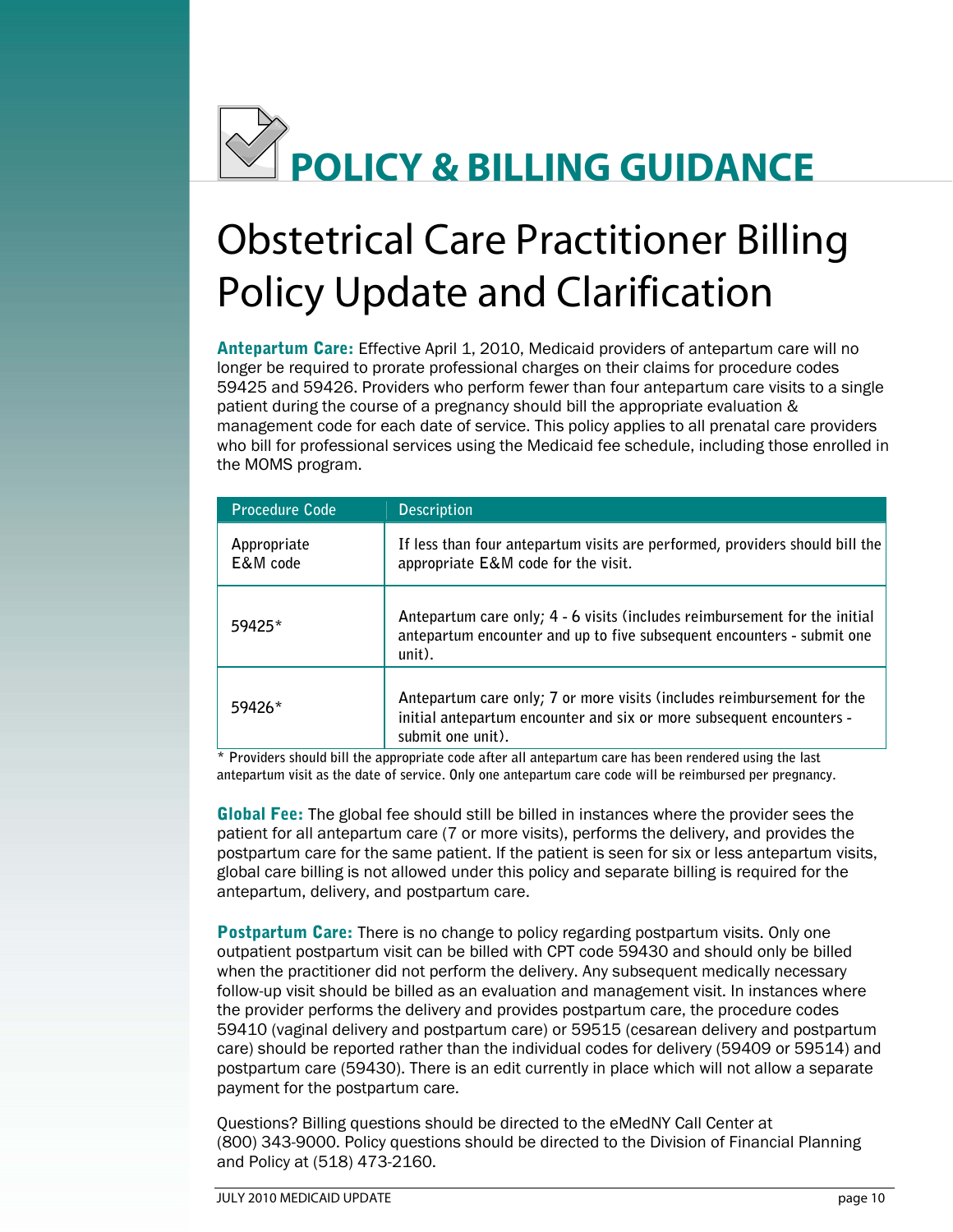# POLICY & BILLING GUIDANCE

## Obstetrical Care Practitioner Billing Policy Update and Clarification

**Antepartum Care:** Effective April 1, 2010, Medicaid providers of antepartum care will no longer be required to prorate professional charges on their claims for procedure codes 59425 and 59426. Providers who perform fewer than four antepartum care visits to a single patient during the course of a pregnancy should bill the appropriate evaluation & management code for each date of service. This policy applies to all prenatal care providers who bill for professional services using the Medicaid fee schedule, including those enrolled in the MOMS program.

| Procedure Code | Description |
|---|---|
| Appropriate E&M code | If less than four antepartum visits are performed, providers should bill the appropriate E&M code for the visit. |
| 59425* | Antepartum care only; 4 - 6 visits (includes reimbursement for the initial antepartum encounter and up to five subsequent encounters - submit one unit). |
| 59426* | Antepartum care only; 7 or more visits (includes reimbursement for the initial antepartum encounter and six or more subsequent encounters - submit one unit). |

\* Providers should bill the appropriate code after all antepartum care has been rendered using the last antepartum visit as the date of service. Only one antepartum care code will be reimbursed per pregnancy.

**Global Fee:** The global fee should still be billed in instances where the provider sees the patient for all antepartum care (7 or more visits), performs the delivery, and provides the postpartum care for the same patient. If the patient is seen for six or less antepartum visits, global care billing is not allowed under this policy and separate billing is required for the antepartum, delivery, and postpartum care.

**Postpartum Care:** There is no change to policy regarding postpartum visits. Only one outpatient postpartum visit can be billed with CPT code 59430 and should only be billed when the practitioner did not perform the delivery. Any subsequent medically necessary follow-up visit should be billed as an evaluation and management visit. In instances where the provider performs the delivery and provides postpartum care, the procedure codes 59410 (vaginal delivery and postpartum care) or 59515 (cesarean delivery and postpartum care) should be reported rather than the individual codes for delivery (59409 or 59514) and postpartum care (59430). There is an edit currently in place which will not allow a separate payment for the postpartum care.

Questions? Billing questions should be directed to the eMedNY Call Center at (800) 343-9000. Policy questions should be directed to the Division of Financial Planning and Policy at (518) 473-2160.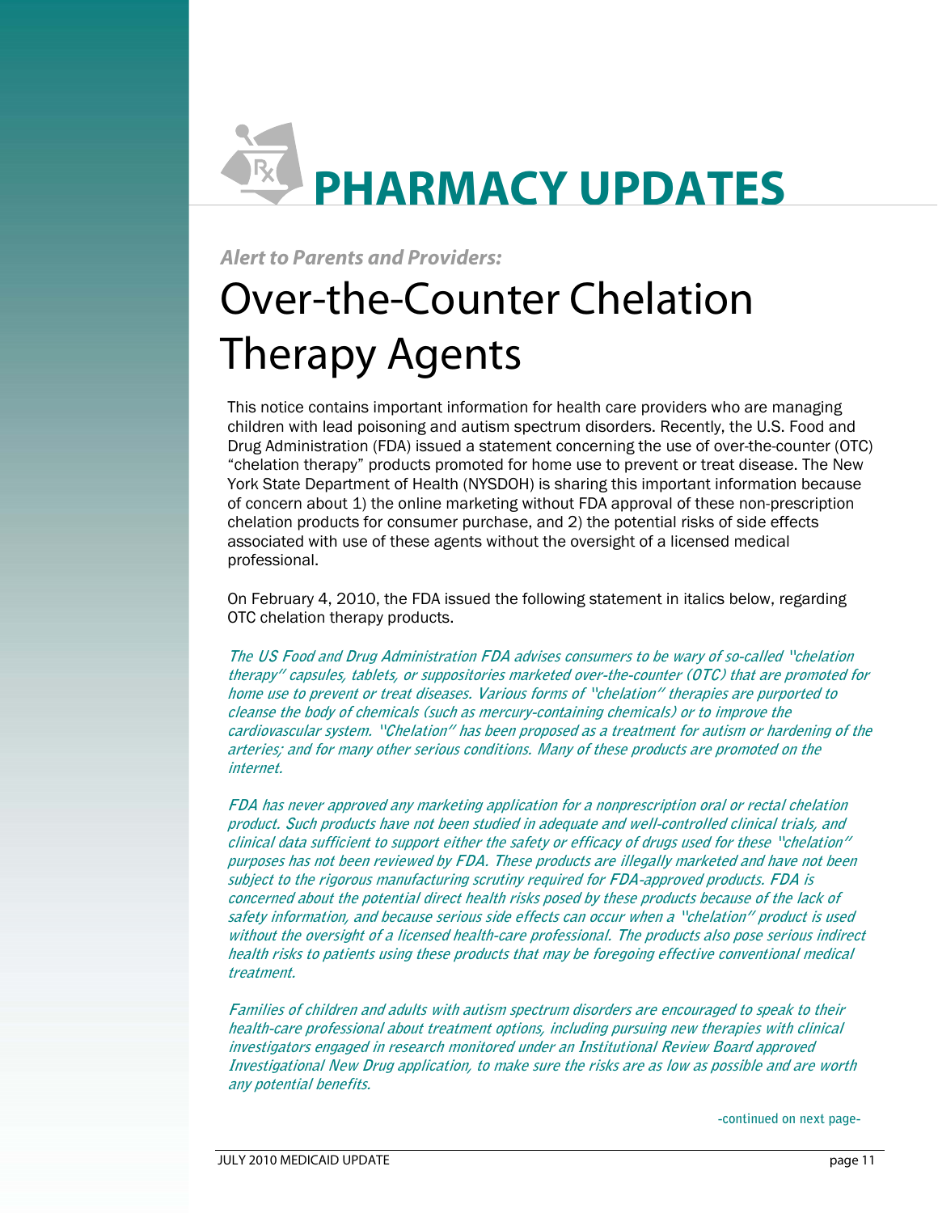# PHARMACY UPDATES

*Alert to Parents and Providers:*

## Over-the-Counter Chelation Therapy Agents

This notice contains important information for health care providers who are managing children with lead poisoning and autism spectrum disorders. Recently, the U.S. Food and Drug Administration (FDA) issued a statement concerning the use of over-the-counter (OTC) "chelation therapy" products promoted for home use to prevent or treat disease. The New York State Department of Health (NYSDOH) is sharing this important information because of concern about 1) the online marketing without FDA approval of these non-prescription chelation products for consumer purchase, and 2) the potential risks of side effects associated with use of these agents without the oversight of a licensed medical professional.

On February 4, 2010, the FDA issued the following statement in italics below, regarding OTC chelation therapy products.

*The US Food and Drug Administration FDA advises consumers to be wary of so-called "chelation therapy" capsules, tablets, or suppositories marketed over-the-counter (OTC) that are promoted for home use to prevent or treat diseases. Various forms of "chelation" therapies are purported to cleanse the body of chemicals (such as mercury-containing chemicals) or to improve the cardiovascular system. "Chelation" has been proposed as a treatment for autism or hardening of the arteries; and for many other serious conditions. Many of these products are promoted on the internet.*

*FDA has never approved any marketing application for a nonprescription oral or rectal chelation product. Such products have not been studied in adequate and well-controlled clinical trials, and clinical data sufficient to support either the safety or efficacy of drugs used for these "chelation" purposes has not been reviewed by FDA. These products are illegally marketed and have not been subject to the rigorous manufacturing scrutiny required for FDA-approved products. FDA is concerned about the potential direct health risks posed by these products because of the lack of safety information, and because serious side effects can occur when a "chelation" product is used without the oversight of a licensed health-care professional. The products also pose serious indirect health risks to patients using these products that may be foregoing effective conventional medical treatment.*

*Families of children and adults with autism spectrum disorders are encouraged to speak to their health-care professional about treatment options, including pursuing new therapies with clinical investigators engaged in research monitored under an Institutional Review Board approved Investigational New Drug application, to make sure the risks are as low as possible and are worth any potential benefits.*

-continued on next page-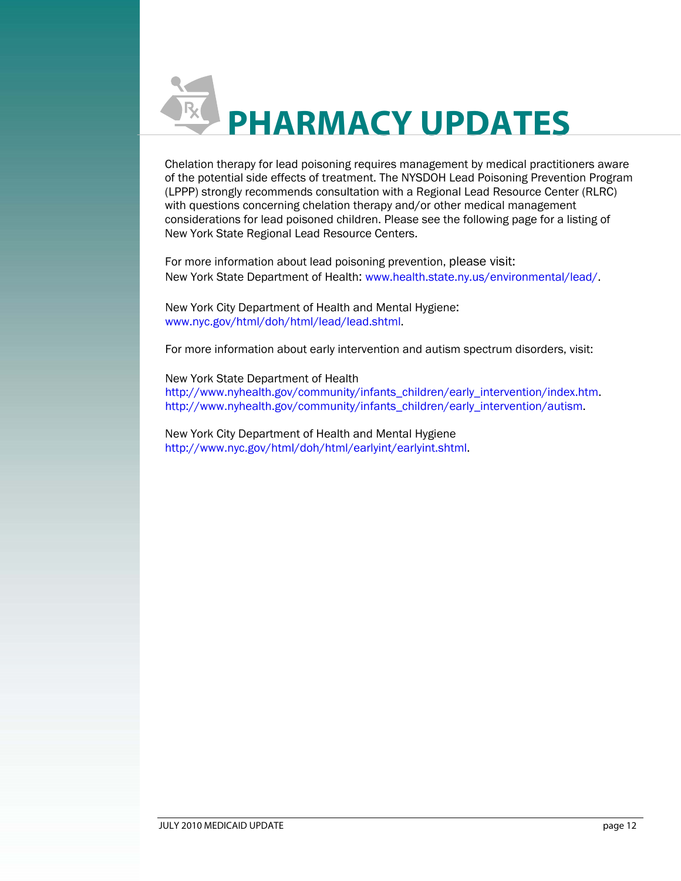# PHARMACY UPDATES

Chelation therapy for lead poisoning requires management by medical practitioners aware of the potential side effects of treatment. The NYSDOH Lead Poisoning Prevention Program (LPPP) strongly recommends consultation with a Regional Lead Resource Center (RLRC) with questions concerning chelation therapy and/or other medical management considerations for lead poisoned children. Please see the following page for a listing of New York State Regional Lead Resource Centers.

For more information about lead poisoning prevention, please visit:
New York State Department of Health: www.health.state.ny.us/environmental/lead/.

New York City Department of Health and Mental Hygiene:
www.nyc.gov/html/doh/html/lead/lead.shtml.

For more information about early intervention and autism spectrum disorders, visit:

New York State Department of Health
http://www.nyhealth.gov/community/infants_children/early_intervention/index.htm.
http://www.nyhealth.gov/community/infants_children/early_intervention/autism.

New York City Department of Health and Mental Hygiene
http://www.nyc.gov/html/doh/html/earlyint/earlyint.shtml.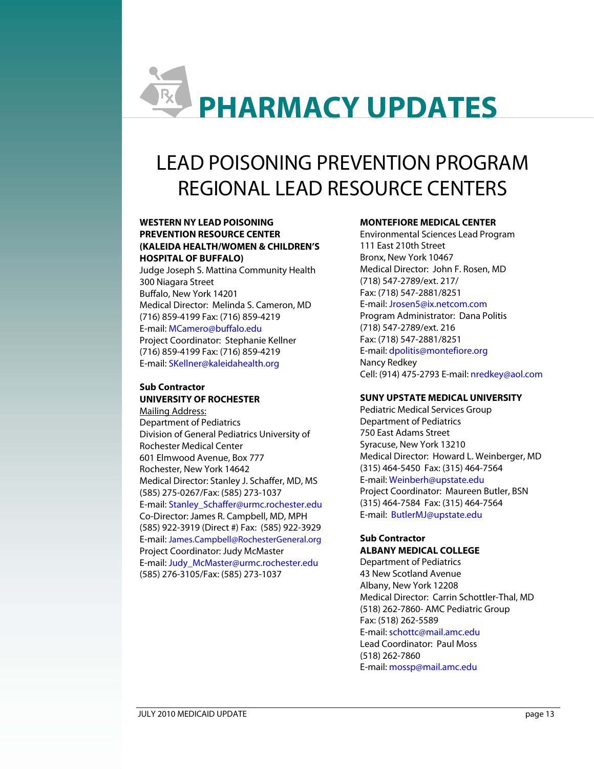# PHARMACY UPDATES

## LEAD POISONING PREVENTION PROGRAM REGIONAL LEAD RESOURCE CENTERS

**WESTERN NY LEAD POISONING PREVENTION RESOURCE CENTER (KALEIDA HEALTH/WOMEN & CHILDREN'S HOSPITAL OF BUFFALO)**
Judge Joseph S. Mattina Community Health
300 Niagara Street
Buffalo, New York 14201
Medical Director: Melinda S. Cameron, MD
(716) 859-4199 Fax: (716) 859-4219
E-mail: MCamero@buffalo.edu
Project Coordinator: Stephanie Kellner
(716) 859-4199 Fax: (716) 859-4219
E-mail: SKellner@kaleidahealth.org

**Sub Contractor**
**UNIVERSITY OF ROCHESTER**
Mailing Address:
Department of Pediatrics
Division of General Pediatrics University of Rochester Medical Center
601 Elmwood Avenue, Box 777
Rochester, New York 14642
Medical Director: Stanley J. Schaffer, MD, MS
(585) 275-0267/Fax: (585) 273-1037
E-mail: Stanley_Schaffer@urmc.rochester.edu
Co-Director: James R. Campbell, MD, MPH
(585) 922-3919 (Direct #) Fax: (585) 922-3929
E-mail: James.Campbell@RochesterGeneral.org
Project Coordinator: Judy McMaster
E-mail: Judy_McMaster@urmc.rochester.edu
(585) 276-3105/Fax: (585) 273-1037

**MONTEFIORE MEDICAL CENTER**
Environmental Sciences Lead Program
111 East 210th Street
Bronx, New York 10467
Medical Director: John F. Rosen, MD
(718) 547-2789/ext. 217/
Fax: (718) 547-2881/8251
E-mail: Jrosen5@ix.netcom.com
Program Administrator: Dana Politis
(718) 547-2789/ext. 216
Fax: (718) 547-2881/8251
E-mail: dpolitis@montefiore.org
Nancy Redkey
Cell: (914) 475-2793 E-mail: nredkey@aol.com

**SUNY UPSTATE MEDICAL UNIVERSITY**
Pediatric Medical Services Group
Department of Pediatrics
750 East Adams Street
Syracuse, New York 13210
Medical Director: Howard L. Weinberger, MD
(315) 464-5450 Fax: (315) 464-7564
E-mail: Weinberh@upstate.edu
Project Coordinator: Maureen Butler, BSN
(315) 464-7584 Fax: (315) 464-7564
E-mail: ButlerMJ@upstate.edu

**Sub Contractor**
**ALBANY MEDICAL COLLEGE**
Department of Pediatrics
43 New Scotland Avenue
Albany, New York 12208
Medical Director: Carrin Schottler-Thal, MD
(518) 262-7860- AMC Pediatric Group
Fax: (518) 262-5589
E-mail: schottc@mail.amc.edu
Lead Coordinator: Paul Moss
(518) 262-7860
E-mail: mossp@mail.amc.edu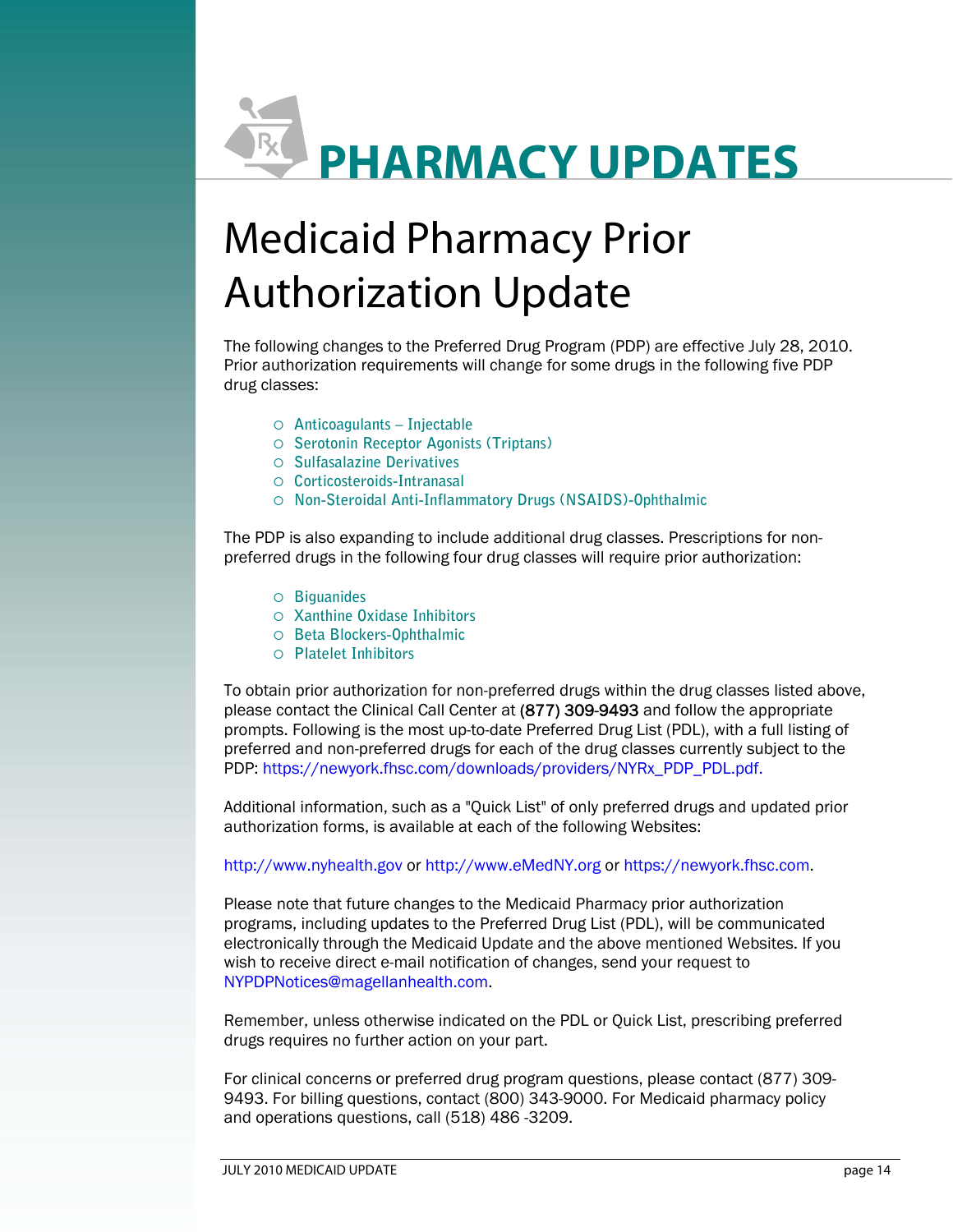# PHARMACY UPDATES

## Medicaid Pharmacy Prior Authorization Update

The following changes to the Preferred Drug Program (PDP) are effective July 28, 2010. Prior authorization requirements will change for some drugs in the following five PDP drug classes:

- Anticoagulants – Injectable
- Serotonin Receptor Agonists (Triptans)
- Sulfasalazine Derivatives
- Corticosteroids-Intranasal
- Non-Steroidal Anti-Inflammatory Drugs (NSAIDS)-Ophthalmic

The PDP is also expanding to include additional drug classes. Prescriptions for non-preferred drugs in the following four drug classes will require prior authorization:

- Biguanides
- Xanthine Oxidase Inhibitors
- Beta Blockers-Ophthalmic
- Platelet Inhibitors

To obtain prior authorization for non-preferred drugs within the drug classes listed above, please contact the Clinical Call Center at (877) 309-9493 and follow the appropriate prompts. Following is the most up-to-date Preferred Drug List (PDL), with a full listing of preferred and non-preferred drugs for each of the drug classes currently subject to the PDP: https://newyork.fhsc.com/downloads/providers/NYRx_PDP_PDL.pdf.

Additional information, such as a "Quick List" of only preferred drugs and updated prior authorization forms, is available at each of the following Websites:

http://www.nyhealth.gov or http://www.eMedNY.org or https://newyork.fhsc.com.

Please note that future changes to the Medicaid Pharmacy prior authorization programs, including updates to the Preferred Drug List (PDL), will be communicated electronically through the Medicaid Update and the above mentioned Websites. If you wish to receive direct e-mail notification of changes, send your request to NYPDPNotices@magellanhealth.com.

Remember, unless otherwise indicated on the PDL or Quick List, prescribing preferred drugs requires no further action on your part.

For clinical concerns or preferred drug program questions, please contact (877) 309-9493. For billing questions, contact (800) 343-9000. For Medicaid pharmacy policy and operations questions, call (518) 486 -3209.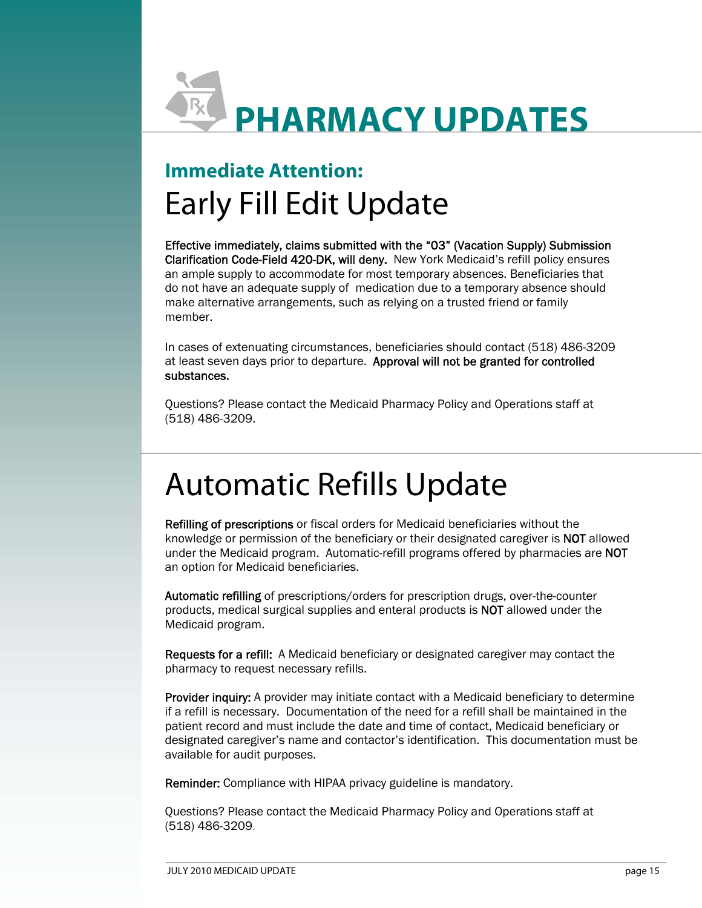# PHARMACY UPDATES

## Immediate Attention:

## Early Fill Edit Update

**Effective immediately, claims submitted with the "03" (Vacation Supply) Submission Clarification Code-Field 420-DK, will deny.** New York Medicaid's refill policy ensures an ample supply to accommodate for most temporary absences. Beneficiaries that do not have an adequate supply of medication due to a temporary absence should make alternative arrangements, such as relying on a trusted friend or family member.

In cases of extenuating circumstances, beneficiaries should contact (518) 486-3209 at least seven days prior to departure. **Approval will not be granted for controlled substances.**

Questions? Please contact the Medicaid Pharmacy Policy and Operations staff at (518) 486-3209.

## Automatic Refills Update

**Refilling of prescriptions** or fiscal orders for Medicaid beneficiaries without the knowledge or permission of the beneficiary or their designated caregiver is **NOT** allowed under the Medicaid program. Automatic-refill programs offered by pharmacies are **NOT** an option for Medicaid beneficiaries.

**Automatic refilling** of prescriptions/orders for prescription drugs, over-the-counter products, medical surgical supplies and enteral products is **NOT** allowed under the Medicaid program.

**Requests for a refill:** A Medicaid beneficiary or designated caregiver may contact the pharmacy to request necessary refills.

**Provider inquiry:** A provider may initiate contact with a Medicaid beneficiary to determine if a refill is necessary. Documentation of the need for a refill shall be maintained in the patient record and must include the date and time of contact, Medicaid beneficiary or designated caregiver's name and contactor's identification. This documentation must be available for audit purposes.

**Reminder:** Compliance with HIPAA privacy guideline is mandatory.

Questions? Please contact the Medicaid Pharmacy Policy and Operations staff at (518) 486-3209.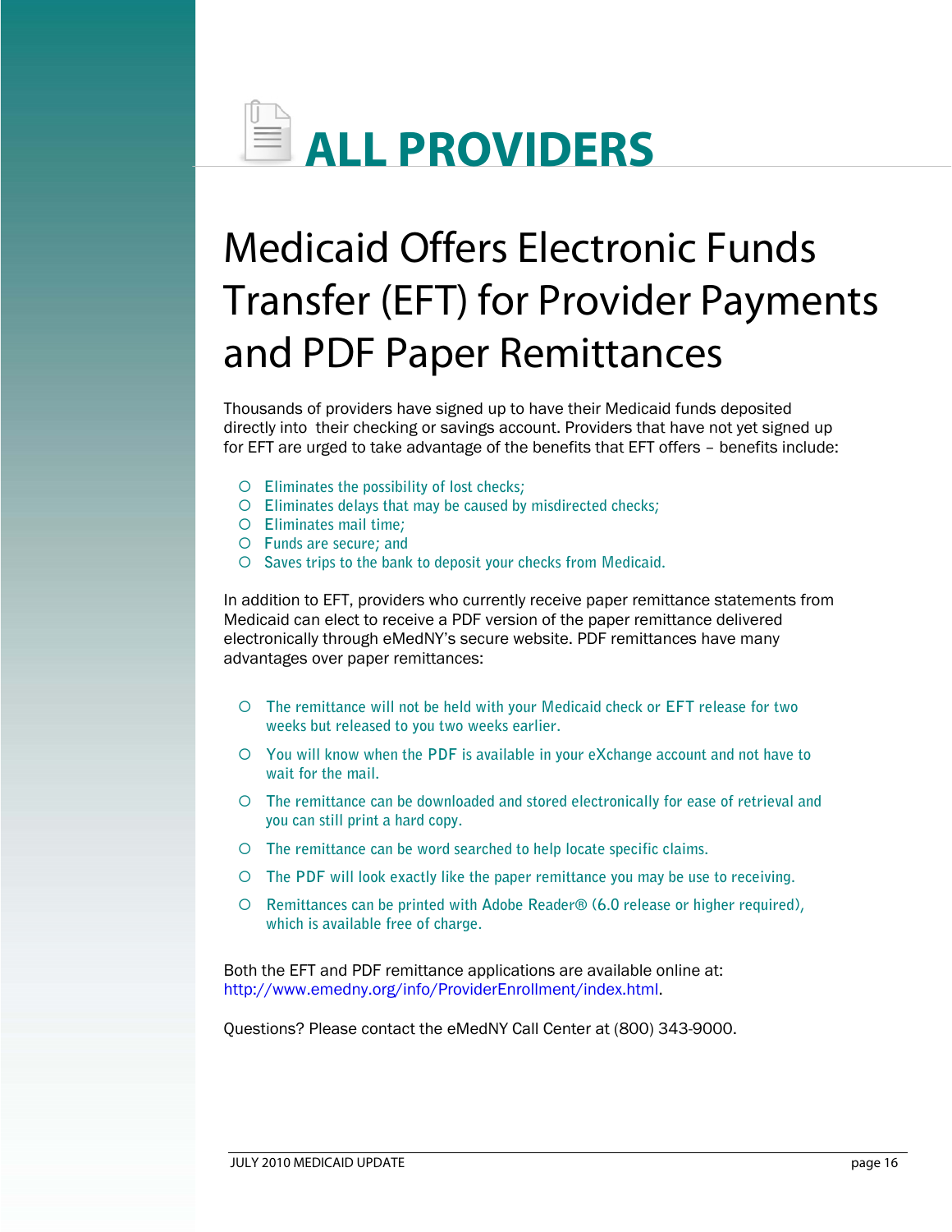# ALL PROVIDERS

## Medicaid Offers Electronic Funds Transfer (EFT) for Provider Payments and PDF Paper Remittances

Thousands of providers have signed up to have their Medicaid funds deposited directly into their checking or savings account. Providers that have not yet signed up for EFT are urged to take advantage of the benefits that EFT offers – benefits include:

- Eliminates the possibility of lost checks;
- Eliminates delays that may be caused by misdirected checks;
- Eliminates mail time;
- Funds are secure; and
- Saves trips to the bank to deposit your checks from Medicaid.

In addition to EFT, providers who currently receive paper remittance statements from Medicaid can elect to receive a PDF version of the paper remittance delivered electronically through eMedNY's secure website. PDF remittances have many advantages over paper remittances:

- The remittance will not be held with your Medicaid check or EFT release for two weeks but released to you two weeks earlier.
- You will know when the PDF is available in your eXchange account and not have to wait for the mail.
- The remittance can be downloaded and stored electronically for ease of retrieval and you can still print a hard copy.
- The remittance can be word searched to help locate specific claims.
- The PDF will look exactly like the paper remittance you may be use to receiving.
- Remittances can be printed with Adobe Reader® (6.0 release or higher required), which is available free of charge.

Both the EFT and PDF remittance applications are available online at: http://www.emedny.org/info/ProviderEnrollment/index.html.

Questions? Please contact the eMedNY Call Center at (800) 343-9000.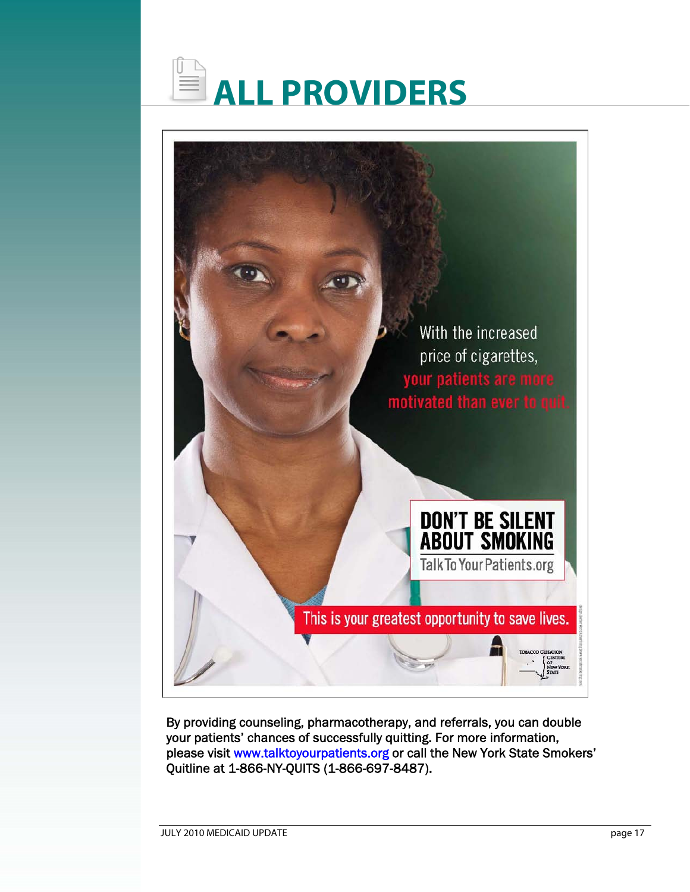# ALL PROVIDERS

With the increased price of cigarettes, your patients are more motivated than ever to quit.

**DON'T BE SILENT ABOUT SMOKING**

TalkToYourPatients.org

This is your greatest opportunity to save lives.

Tobacco Cessation Centers of New York State

By providing counseling, pharmacotherapy, and referrals, you can double your patients' chances of successfully quitting. For more information, please visit www.talktoyourpatients.org or call the New York State Smokers' Quitline at 1-866-NY-QUITS (1-866-697-8487).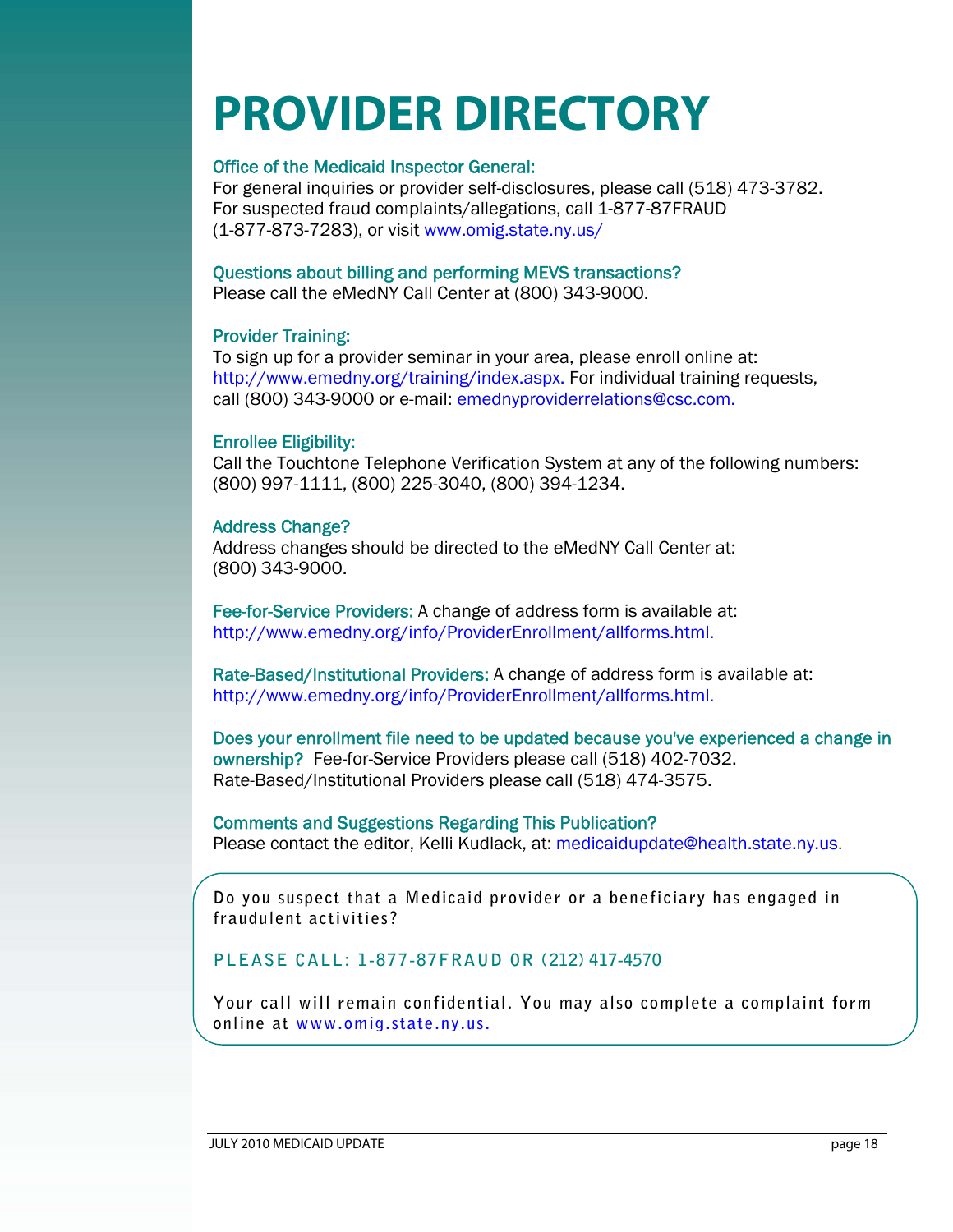# PROVIDER DIRECTORY

**Office of the Medicaid Inspector General:**
For general inquiries or provider self-disclosures, please call (518) 473-3782. For suspected fraud complaints/allegations, call 1-877-87FRAUD (1-877-873-7283), or visit www.omig.state.ny.us/

**Questions about billing and performing MEVS transactions?**
Please call the eMedNY Call Center at (800) 343-9000.

**Provider Training:**
To sign up for a provider seminar in your area, please enroll online at: http://www.emedny.org/training/index.aspx. For individual training requests, call (800) 343-9000 or e-mail: emednyproviderrelations@csc.com.

**Enrollee Eligibility:**
Call the Touchtone Telephone Verification System at any of the following numbers: (800) 997-1111, (800) 225-3040, (800) 394-1234.

**Address Change?**
Address changes should be directed to the eMedNY Call Center at: (800) 343-9000.

**Fee-for-Service Providers:** A change of address form is available at: http://www.emedny.org/info/ProviderEnrollment/allforms.html.

**Rate-Based/Institutional Providers:** A change of address form is available at: http://www.emedny.org/info/ProviderEnrollment/allforms.html.

**Does your enrollment file need to be updated because you've experienced a change in ownership?** Fee-for-Service Providers please call (518) 402-7032. Rate-Based/Institutional Providers please call (518) 474-3575.

**Comments and Suggestions Regarding This Publication?**
Please contact the editor, Kelli Kudlack, at: medicaidupdate@health.state.ny.us.

**Do you suspect that a Medicaid provider or a beneficiary has engaged in fraudulent activities?**

**PLEASE CALL: 1-877-87FRAUD OR (212) 417-4570**

**Your call will remain confidential. You may also complete a complaint form online at www.omig.state.ny.us.**